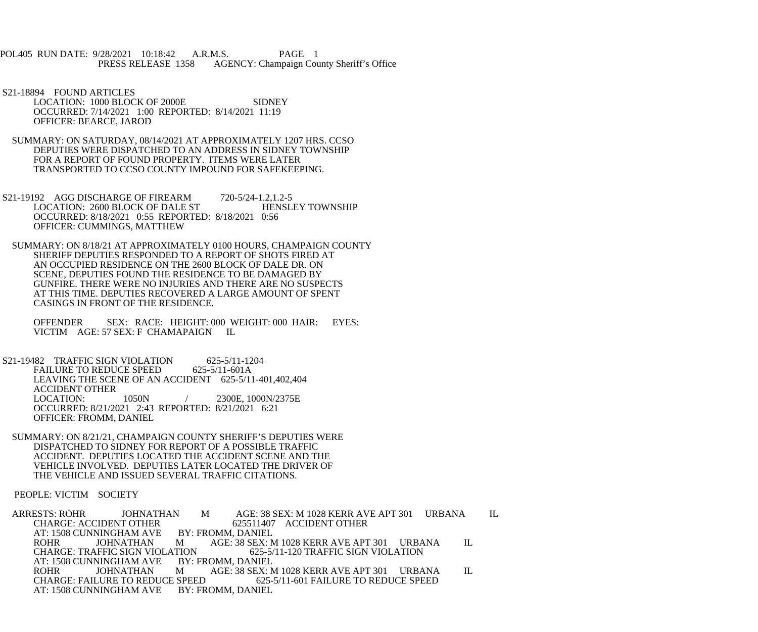POL405 RUN DATE: 9/28/2021 10:18:42 A.R.M.S. PAGE 1
PRESS RELEASE 1358 AGENCY: Champaign County Sheriff's Office

S21-18894 FOUND ARTICLES
LOCATION: 1000 BLOCK OF 2000E SIDNEY
OCCURRED: 7/14/2021 1:00 REPORTED: 8/14/2021 11:19
OFFICER: BEARCE, JAROD

SUMMARY: ON SATURDAY, 08/14/2021 AT APPROXIMATELY 1207 HRS. CCSO DEPUTIES WERE DISPATCHED TO AN ADDRESS IN SIDNEY TOWNSHIP FOR A REPORT OF FOUND PROPERTY. ITEMS WERE LATER TRANSPORTED TO CCSO COUNTY IMPOUND FOR SAFEKEEPING.

S21-19192 AGG DISCHARGE OF FIREARM 720-5/24-1.2,1.2-5
LOCATION: 2600 BLOCK OF DALE ST HENSLEY TOWNSHIP
OCCURRED: 8/18/2021 0:55 REPORTED: 8/18/2021 0:56
OFFICER: CUMMINGS, MATTHEW

SUMMARY: ON 8/18/21 AT APPROXIMATELY 0100 HOURS, CHAMPAIGN COUNTY SHERIFF DEPUTIES RESPONDED TO A REPORT OF SHOTS FIRED AT AN OCCUPIED RESIDENCE ON THE 2600 BLOCK OF DALE DR. ON SCENE, DEPUTIES FOUND THE RESIDENCE TO BE DAMAGED BY GUNFIRE. THERE WERE NO INJURIES AND THERE ARE NO SUSPECTS AT THIS TIME. DEPUTIES RECOVERED A LARGE AMOUNT OF SPENT CASINGS IN FRONT OF THE RESIDENCE.

OFFENDER SEX: RACE: HEIGHT: 000 WEIGHT: 000 HAIR: EYES:
VICTIM AGE: 57 SEX: F CHAMAPAIGN IL

S21-19482 TRAFFIC SIGN VIOLATION 625-5/11-1204
FAILURE TO REDUCE SPEED 625-5/11-601A
LEAVING THE SCENE OF AN ACCIDENT 625-5/11-401,402,404
ACCIDENT OTHER
LOCATION: 1050N / 2300E, 1000N/2375E
OCCURRED: 8/21/2021 2:43 REPORTED: 8/21/2021 6:21
OFFICER: FROMM, DANIEL

SUMMARY: ON 8/21/21, CHAMPAIGN COUNTY SHERIFF'S DEPUTIES WERE DISPATCHED TO SIDNEY FOR REPORT OF A POSSIBLE TRAFFIC ACCIDENT. DEPUTIES LOCATED THE ACCIDENT SCENE AND THE VEHICLE INVOLVED. DEPUTIES LATER LOCATED THE DRIVER OF THE VEHICLE AND ISSUED SEVERAL TRAFFIC CITATIONS.

PEOPLE: VICTIM SOCIETY

ARRESTS: ROHR JOHNATHAN M AGE: 38 SEX: M 1028 KERR AVE APT 301 URBANA IL
CHARGE: ACCIDENT OTHER 625511407 ACCIDENT OTHER
AT: 1508 CUNNINGHAM AVE BY: FROMM, DANIEL
ROHR JOHNATHAN M AGE: 38 SEX: M 1028 KERR AVE APT 301 URBANA IL
CHARGE: TRAFFIC SIGN VIOLATION 625-5/11-120 TRAFFIC SIGN VIOLATION
AT: 1508 CUNNINGHAM AVE BY: FROMM, DANIEL
ROHR JOHNATHAN M AGE: 38 SEX: M 1028 KERR AVE APT 301 URBANA IL
CHARGE: FAILURE TO REDUCE SPEED 625-5/11-601 FAILURE TO REDUCE SPEED
AT: 1508 CUNNINGHAM AVE BY: FROMM, DANIEL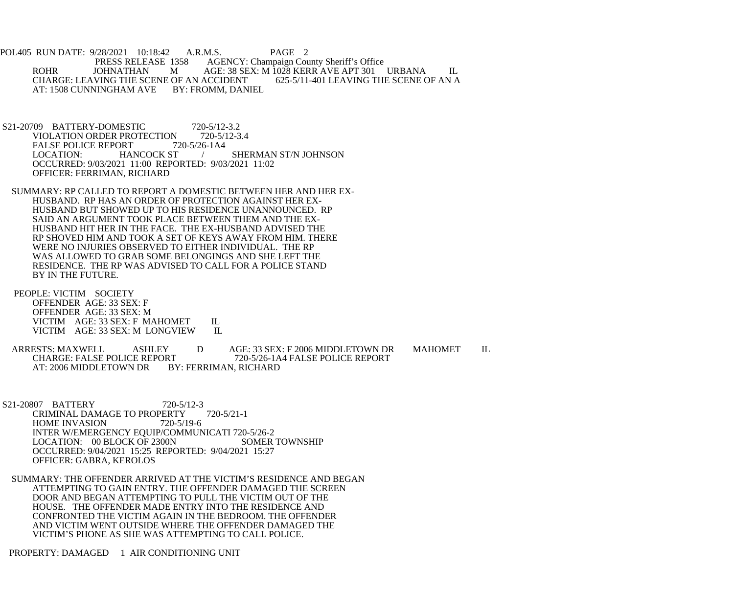ROHR JOHNATHAN M AGE: 38 SEX: M 1028 KERR AVE APT 301 URBANA IL
CHARGE: LEAVING THE SCENE OF AN ACCIDENT 625-5/11-401 LEAVING THE SCENE OF AN A
AT: 1508 CUNNINGHAM AVE BY: FROMM, DANIEL

S21-20709 BATTERY-DOMESTIC 720-5/12-3.2
VIOLATION ORDER PROTECTION 720-5/12-3.4
FALSE POLICE REPORT 720-5/26-1A4
LOCATION: HANCOCK ST / SHERMAN ST/N JOHNSON
OCCURRED: 9/03/2021 11:00 REPORTED: 9/03/2021 11:02
OFFICER: FERRIMAN, RICHARD

SUMMARY: RP CALLED TO REPORT A DOMESTIC BETWEEN HER AND HER EX-HUSBAND. RP HAS AN ORDER OF PROTECTION AGAINST HER EX-HUSBAND BUT SHOWED UP TO HIS RESIDENCE UNANNOUNCED. RP SAID AN ARGUMENT TOOK PLACE BETWEEN THEM AND THE EX-HUSBAND HIT HER IN THE FACE. THE EX-HUSBAND ADVISED THE RP SHOVED HIM AND TOOK A SET OF KEYS AWAY FROM HIM. THERE WERE NO INJURIES OBSERVED TO EITHER INDIVIDUAL. THE RP WAS ALLOWED TO GRAB SOME BELONGINGS AND SHE LEFT THE RESIDENCE. THE RP WAS ADVISED TO CALL FOR A POLICE STAND BY IN THE FUTURE.

PEOPLE: VICTIM SOCIETY
OFFENDER AGE: 33 SEX: F
OFFENDER AGE: 33 SEX: M
VICTIM AGE: 33 SEX: F MAHOMET IL
VICTIM AGE: 33 SEX: M LONGVIEW IL

ARRESTS: MAXWELL ASHLEY D AGE: 33 SEX: F 2006 MIDDLETOWN DR MAHOMET IL
CHARGE: FALSE POLICE REPORT 720-5/26-1A4 FALSE POLICE REPORT
AT: 2006 MIDDLETOWN DR BY: FERRIMAN, RICHARD

S21-20807 BATTERY 720-5/12-3
CRIMINAL DAMAGE TO PROPERTY 720-5/21-1
HOME INVASION 720-5/19-6
INTER W/EMERGENCY EQUIP/COMMUNICATI 720-5/26-2
LOCATION: 00 BLOCK OF 2300N SOMER TOWNSHIP
OCCURRED: 9/04/2021 15:25 REPORTED: 9/04/2021 15:27
OFFICER: GABRA, KEROLOS

SUMMARY: THE OFFENDER ARRIVED AT THE VICTIM'S RESIDENCE AND BEGAN ATTEMPTING TO GAIN ENTRY. THE OFFENDER DAMAGED THE SCREEN DOOR AND BEGAN ATTEMPTING TO PULL THE VICTIM OUT OF THE HOUSE. THE OFFENDER MADE ENTRY INTO THE RESIDENCE AND CONFRONTED THE VICTIM AGAIN IN THE BEDROOM. THE OFFENDER AND VICTIM WENT OUTSIDE WHERE THE OFFENDER DAMAGED THE VICTIM'S PHONE AS SHE WAS ATTEMPTING TO CALL POLICE.

PROPERTY: DAMAGED 1 AIR CONDITIONING UNIT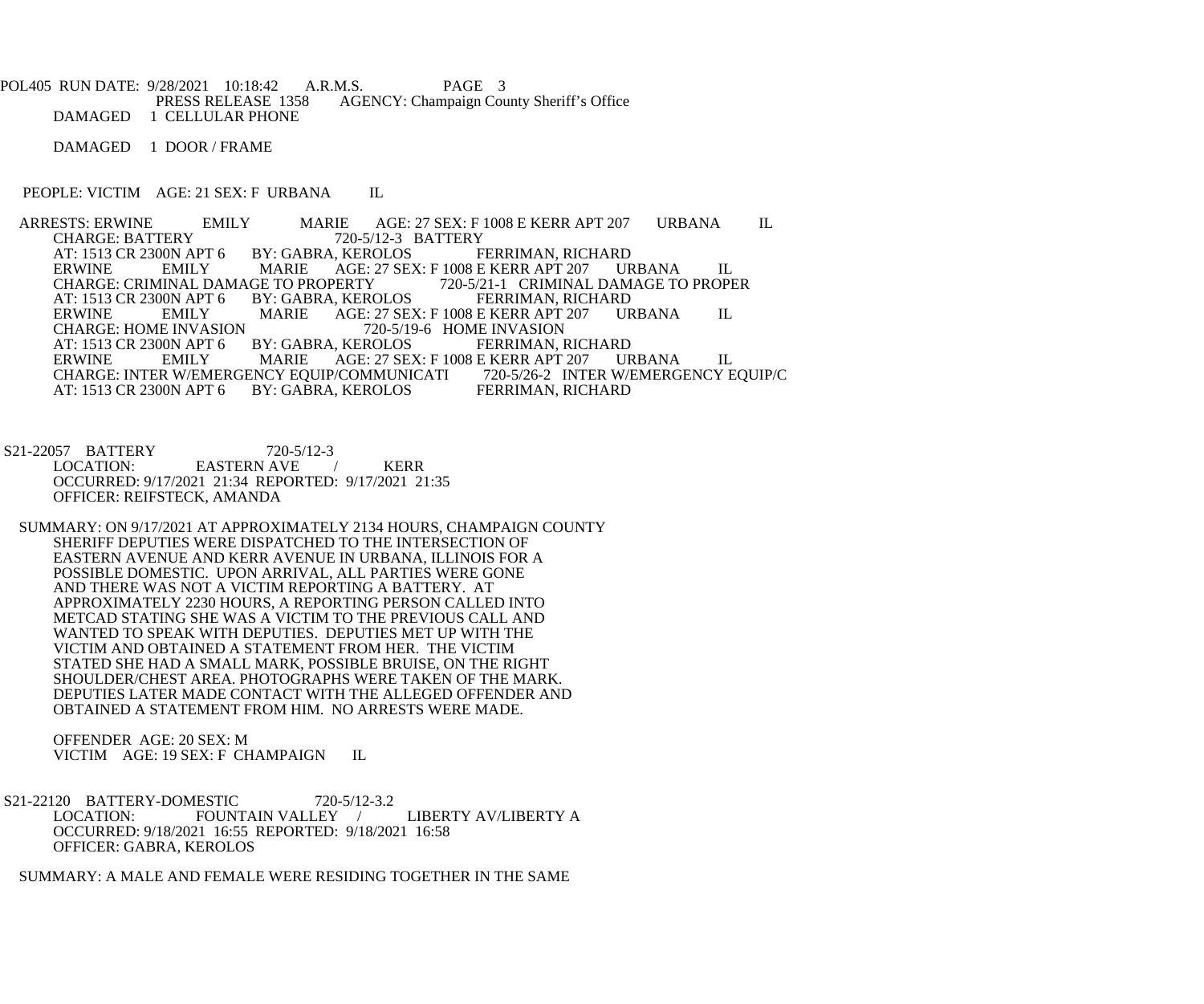DAMAGED 1 CELLULAR PHONE

DAMAGED 1 DOOR / FRAME

PEOPLE: VICTIM AGE: 21 SEX: F URBANA IL

ARRESTS: ERWINE EMILY MARIE AGE: 27 SEX: F 1008 E KERR APT 207 URBANA IL
CHARGE: BATTERY 720-5/12-3 BATTERY
AT: 1513 CR 2300N APT 6 BY: GABRA, KEROLOS FERRIMAN, RICHARD
ERWINE EMILY MARIE AGE: 27 SEX: F 1008 E KERR APT 207 URBANA IL
CHARGE: CRIMINAL DAMAGE TO PROPERTY 720-5/21-1 CRIMINAL DAMAGE TO PROPER
AT: 1513 CR 2300N APT 6 BY: GABRA, KEROLOS FERRIMAN, RICHARD
ERWINE EMILY MARIE AGE: 27 SEX: F 1008 E KERR APT 207 URBANA IL
CHARGE: HOME INVASION 720-5/19-6 HOME INVASION
AT: 1513 CR 2300N APT 6 BY: GABRA, KEROLOS FERRIMAN, RICHARD
ERWINE EMILY MARIE AGE: 27 SEX: F 1008 E KERR APT 207 URBANA IL
CHARGE: INTER W/EMERGENCY EQUIP/COMMUNICATI 720-5/26-2 INTER W/EMERGENCY EQUIP/C
AT: 1513 CR 2300N APT 6 BY: GABRA, KEROLOS FERRIMAN, RICHARD

S21-22057 BATTERY 720-5/12-3
LOCATION: EASTERN AVE / KERR
OCCURRED: 9/17/2021 21:34 REPORTED: 9/17/2021 21:35
OFFICER: REIFSTECK, AMANDA

SUMMARY: ON 9/17/2021 AT APPROXIMATELY 2134 HOURS, CHAMPAIGN COUNTY SHERIFF DEPUTIES WERE DISPATCHED TO THE INTERSECTION OF EASTERN AVENUE AND KERR AVENUE IN URBANA, ILLINOIS FOR A POSSIBLE DOMESTIC. UPON ARRIVAL, ALL PARTIES WERE GONE AND THERE WAS NOT A VICTIM REPORTING A BATTERY. AT APPROXIMATELY 2230 HOURS, A REPORTING PERSON CALLED INTO METCAD STATING SHE WAS A VICTIM TO THE PREVIOUS CALL AND WANTED TO SPEAK WITH DEPUTIES. DEPUTIES MET UP WITH THE VICTIM AND OBTAINED A STATEMENT FROM HER. THE VICTIM STATED SHE HAD A SMALL MARK, POSSIBLE BRUISE, ON THE RIGHT SHOULDER/CHEST AREA. PHOTOGRAPHS WERE TAKEN OF THE MARK. DEPUTIES LATER MADE CONTACT WITH THE ALLEGED OFFENDER AND OBTAINED A STATEMENT FROM HIM. NO ARRESTS WERE MADE.

OFFENDER AGE: 20 SEX: M
VICTIM AGE: 19 SEX: F CHAMPAIGN IL

S21-22120 BATTERY-DOMESTIC 720-5/12-3.2
LOCATION: FOUNTAIN VALLEY / LIBERTY AV/LIBERTY A
OCCURRED: 9/18/2021 16:55 REPORTED: 9/18/2021 16:58
OFFICER: GABRA, KEROLOS

SUMMARY: A MALE AND FEMALE WERE RESIDING TOGETHER IN THE SAME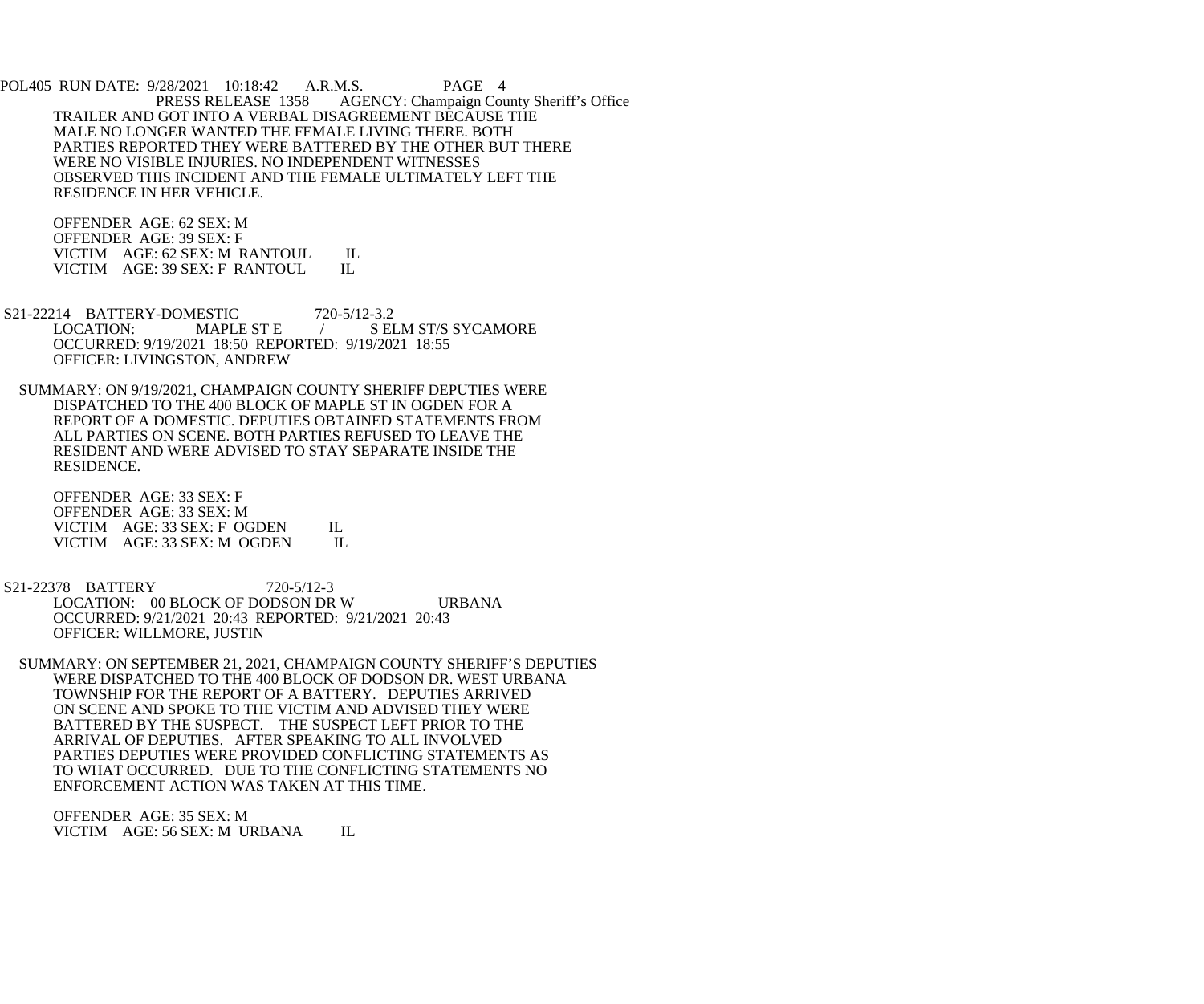TRAILER AND GOT INTO A VERBAL DISAGREEMENT BECAUSE THE MALE NO LONGER WANTED THE FEMALE LIVING THERE. BOTH PARTIES REPORTED THEY WERE BATTERED BY THE OTHER BUT THERE WERE NO VISIBLE INJURIES. NO INDEPENDENT WITNESSES OBSERVED THIS INCIDENT AND THE FEMALE ULTIMATELY LEFT THE RESIDENCE IN HER VEHICLE.

OFFENDER AGE: 62 SEX: M
OFFENDER AGE: 39 SEX: F
VICTIM AGE: 62 SEX: M RANTOUL IL
VICTIM AGE: 39 SEX: F RANTOUL IL

S21-22214 BATTERY-DOMESTIC 720-5/12-3.2
LOCATION: MAPLE ST E / S ELM ST/S SYCAMORE
OCCURRED: 9/19/2021 18:50 REPORTED: 9/19/2021 18:55
OFFICER: LIVINGSTON, ANDREW

SUMMARY: ON 9/19/2021, CHAMPAIGN COUNTY SHERIFF DEPUTIES WERE DISPATCHED TO THE 400 BLOCK OF MAPLE ST IN OGDEN FOR A REPORT OF A DOMESTIC. DEPUTIES OBTAINED STATEMENTS FROM ALL PARTIES ON SCENE. BOTH PARTIES REFUSED TO LEAVE THE RESIDENT AND WERE ADVISED TO STAY SEPARATE INSIDE THE RESIDENCE.

OFFENDER AGE: 33 SEX: F
OFFENDER AGE: 33 SEX: M
VICTIM AGE: 33 SEX: F OGDEN IL
VICTIM AGE: 33 SEX: M OGDEN IL

S21-22378 BATTERY 720-5/12-3
LOCATION: 00 BLOCK OF DODSON DR W URBANA
OCCURRED: 9/21/2021 20:43 REPORTED: 9/21/2021 20:43
OFFICER: WILLMORE, JUSTIN

SUMMARY: ON SEPTEMBER 21, 2021, CHAMPAIGN COUNTY SHERIFF'S DEPUTIES WERE DISPATCHED TO THE 400 BLOCK OF DODSON DR. WEST URBANA TOWNSHIP FOR THE REPORT OF A BATTERY. DEPUTIES ARRIVED ON SCENE AND SPOKE TO THE VICTIM AND ADVISED THEY WERE BATTERED BY THE SUSPECT. THE SUSPECT LEFT PRIOR TO THE ARRIVAL OF DEPUTIES. AFTER SPEAKING TO ALL INVOLVED PARTIES DEPUTIES WERE PROVIDED CONFLICTING STATEMENTS AS TO WHAT OCCURRED. DUE TO THE CONFLICTING STATEMENTS NO ENFORCEMENT ACTION WAS TAKEN AT THIS TIME.

OFFENDER AGE: 35 SEX: M
VICTIM AGE: 56 SEX: M URBANA IL